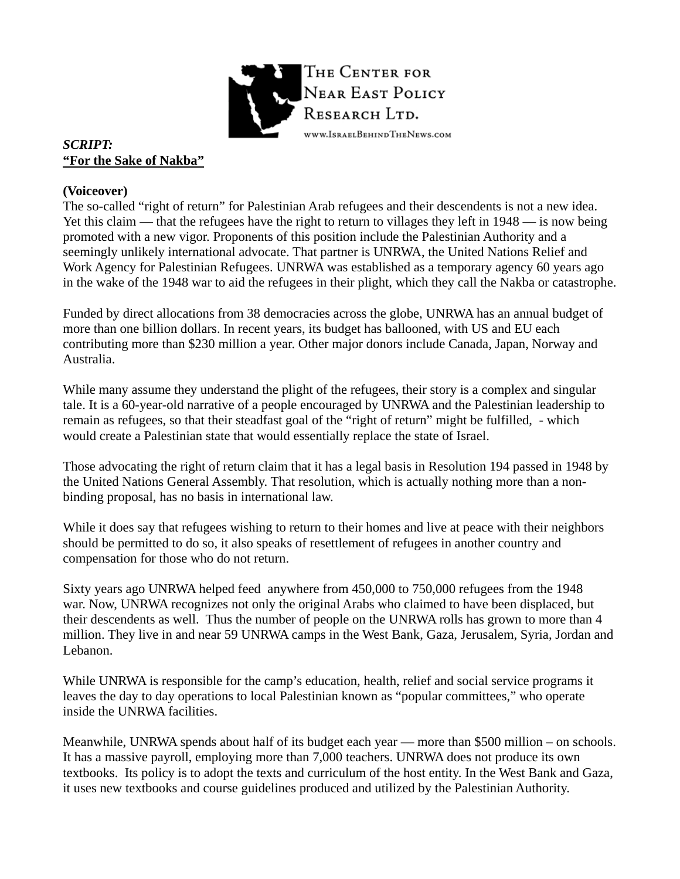The Center for Near East Policy Research Ltd.

www.IsraelBehindTheNews.com

***SCRIPT:***
**<u>"For the Sake of Nakba"</u>**

**(Voiceover)**
The so-called "right of return" for Palestinian Arab refugees and their descendents is not a new idea. Yet this claim — that the refugees have the right to return to villages they left in 1948 — is now being promoted with a new vigor. Proponents of this position include the Palestinian Authority and a seemingly unlikely international advocate. That partner is UNRWA, the United Nations Relief and Work Agency for Palestinian Refugees. UNRWA was established as a temporary agency 60 years ago in the wake of the 1948 war to aid the refugees in their plight, which they call the Nakba or catastrophe.

Funded by direct allocations from 38 democracies across the globe, UNRWA has an annual budget of more than one billion dollars. In recent years, its budget has ballooned, with US and EU each contributing more than $230 million a year. Other major donors include Canada, Japan, Norway and Australia.

While many assume they understand the plight of the refugees, their story is a complex and singular tale. It is a 60-year-old narrative of a people encouraged by UNRWA and the Palestinian leadership to remain as refugees, so that their steadfast goal of the "right of return" might be fulfilled, - which would create a Palestinian state that would essentially replace the state of Israel.

Those advocating the right of return claim that it has a legal basis in Resolution 194 passed in 1948 by the United Nations General Assembly. That resolution, which is actually nothing more than a non-binding proposal, has no basis in international law.

While it does say that refugees wishing to return to their homes and live at peace with their neighbors should be permitted to do so, it also speaks of resettlement of refugees in another country and compensation for those who do not return.

Sixty years ago UNRWA helped feed anywhere from 450,000 to 750,000 refugees from the 1948 war. Now, UNRWA recognizes not only the original Arabs who claimed to have been displaced, but their descendents as well. Thus the number of people on the UNRWA rolls has grown to more than 4 million. They live in and near 59 UNRWA camps in the West Bank, Gaza, Jerusalem, Syria, Jordan and Lebanon.

While UNRWA is responsible for the camp's education, health, relief and social service programs it leaves the day to day operations to local Palestinian known as "popular committees," who operate inside the UNRWA facilities.

Meanwhile, UNRWA spends about half of its budget each year — more than $500 million – on schools. It has a massive payroll, employing more than 7,000 teachers. UNRWA does not produce its own textbooks. Its policy is to adopt the texts and curriculum of the host entity. In the West Bank and Gaza, it uses new textbooks and course guidelines produced and utilized by the Palestinian Authority.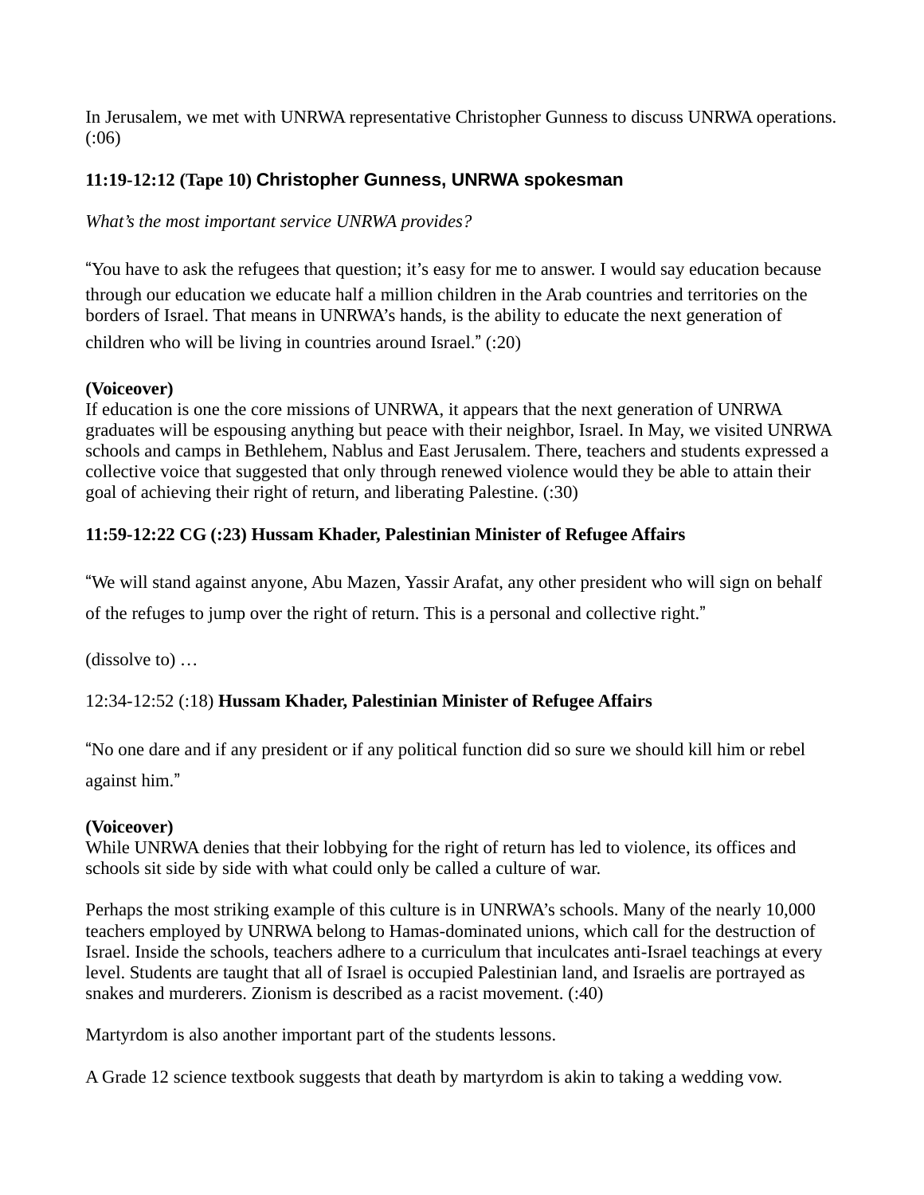In Jerusalem, we met with UNRWA representative Christopher Gunness to discuss UNRWA operations. (:06)

**11:19-12:12 (Tape 10) Christopher Gunness, UNRWA spokesman**

*What's the most important service UNRWA provides?*

"You have to ask the refugees that question; it's easy for me to answer. I would say education because through our education we educate half a million children in the Arab countries and territories on the borders of Israel. That means in UNRWA's hands, is the ability to educate the next generation of children who will be living in countries around Israel." (:20)

**(Voiceover)**
If education is one the core missions of UNRWA, it appears that the next generation of UNRWA graduates will be espousing anything but peace with their neighbor, Israel. In May, we visited UNRWA schools and camps in Bethlehem, Nablus and East Jerusalem. There, teachers and students expressed a collective voice that suggested that only through renewed violence would they be able to attain their goal of achieving their right of return, and liberating Palestine. (:30)

**11:59-12:22 CG (:23) Hussam Khader, Palestinian Minister of Refugee Affairs**

"We will stand against anyone, Abu Mazen, Yassir Arafat, any other president who will sign on behalf of the refuges to jump over the right of return. This is a personal and collective right."

(dissolve to) …

12:34-12:52 (:18) **Hussam Khader, Palestinian Minister of Refugee Affairs**

"No one dare and if any president or if any political function did so sure we should kill him or rebel against him."

**(Voiceover)**
While UNRWA denies that their lobbying for the right of return has led to violence, its offices and schools sit side by side with what could only be called a culture of war.

Perhaps the most striking example of this culture is in UNRWA's schools. Many of the nearly 10,000 teachers employed by UNRWA belong to Hamas-dominated unions, which call for the destruction of Israel. Inside the schools, teachers adhere to a curriculum that inculcates anti-Israel teachings at every level. Students are taught that all of Israel is occupied Palestinian land, and Israelis are portrayed as snakes and murderers. Zionism is described as a racist movement. (:40)

Martyrdom is also another important part of the students lessons.

A Grade 12 science textbook suggests that death by martyrdom is akin to taking a wedding vow.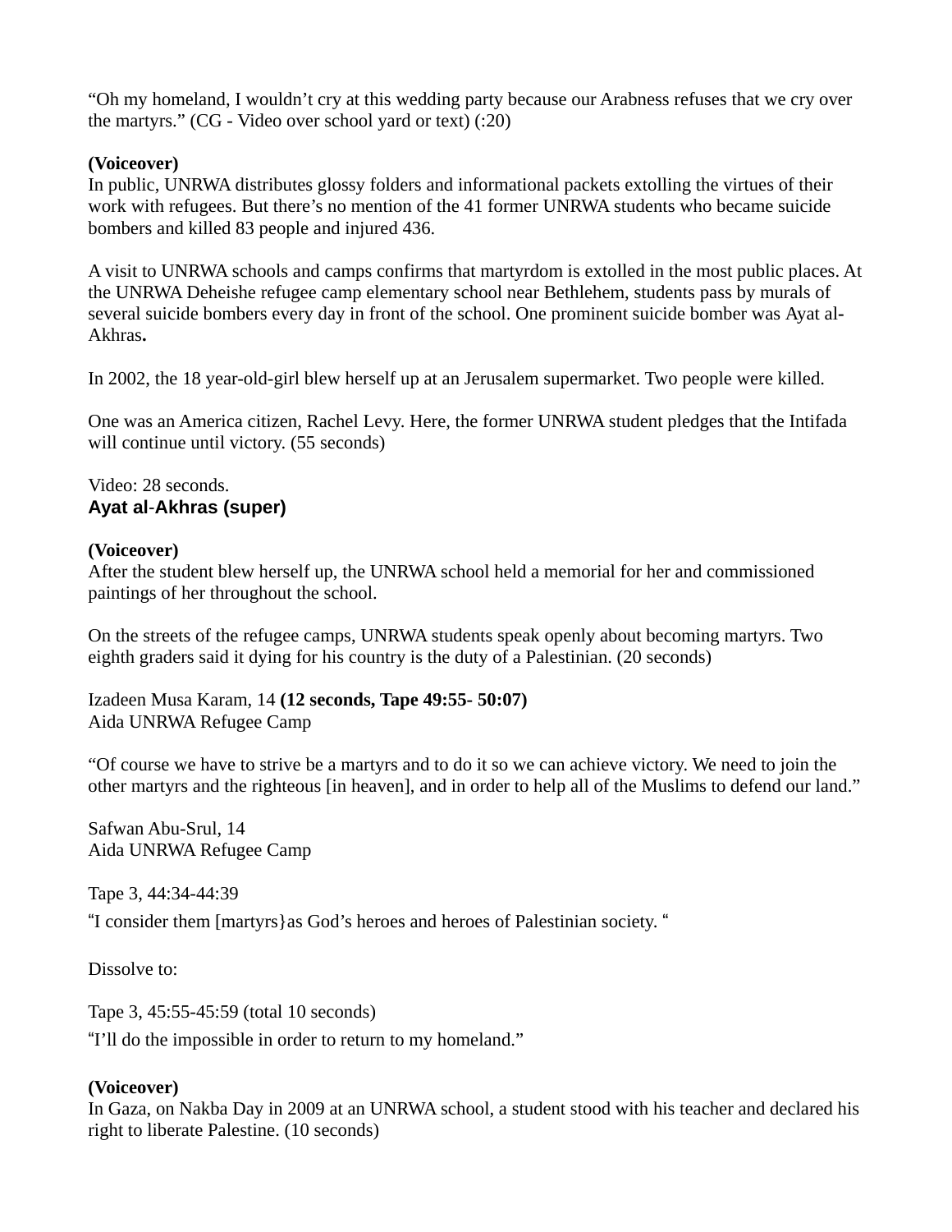"Oh my homeland, I wouldn't cry at this wedding party because our Arabness refuses that we cry over the martyrs." (CG - Video over school yard or text) (:20)

**(Voiceover)**
In public, UNRWA distributes glossy folders and informational packets extolling the virtues of their work with refugees. But there's no mention of the 41 former UNRWA students who became suicide bombers and killed 83 people and injured 436.

A visit to UNRWA schools and camps confirms that martyrdom is extolled in the most public places. At the UNRWA Deheishe refugee camp elementary school near Bethlehem, students pass by murals of several suicide bombers every day in front of the school. One prominent suicide bomber was Ayat al-Akhras**.**

In 2002, the 18 year-old-girl blew herself up at an Jerusalem supermarket. Two people were killed.

One was an America citizen, Rachel Levy. Here, the former UNRWA student pledges that the Intifada will continue until victory. (55 seconds)

Video: 28 seconds.
**Ayat al-Akhras (super)**

**(Voiceover)**
After the student blew herself up, the UNRWA school held a memorial for her and commissioned paintings of her throughout the school.

On the streets of the refugee camps, UNRWA students speak openly about becoming martyrs. Two eighth graders said it dying for his country is the duty of a Palestinian. (20 seconds)

Izadeen Musa Karam, 14 **(12 seconds, Tape 49:55- 50:07)**
Aida UNRWA Refugee Camp

"Of course we have to strive be a martyrs and to do it so we can achieve victory. We need to join the other martyrs and the righteous [in heaven], and in order to help all of the Muslims to defend our land."

Safwan Abu-Srul, 14
Aida UNRWA Refugee Camp

Tape 3, 44:34-44:39

"I consider them [martyrs}as God's heroes and heroes of Palestinian society. "

Dissolve to:

Tape 3, 45:55-45:59 (total 10 seconds)

"I'll do the impossible in order to return to my homeland."

**(Voiceover)**
In Gaza, on Nakba Day in 2009 at an UNRWA school, a student stood with his teacher and declared his right to liberate Palestine. (10 seconds)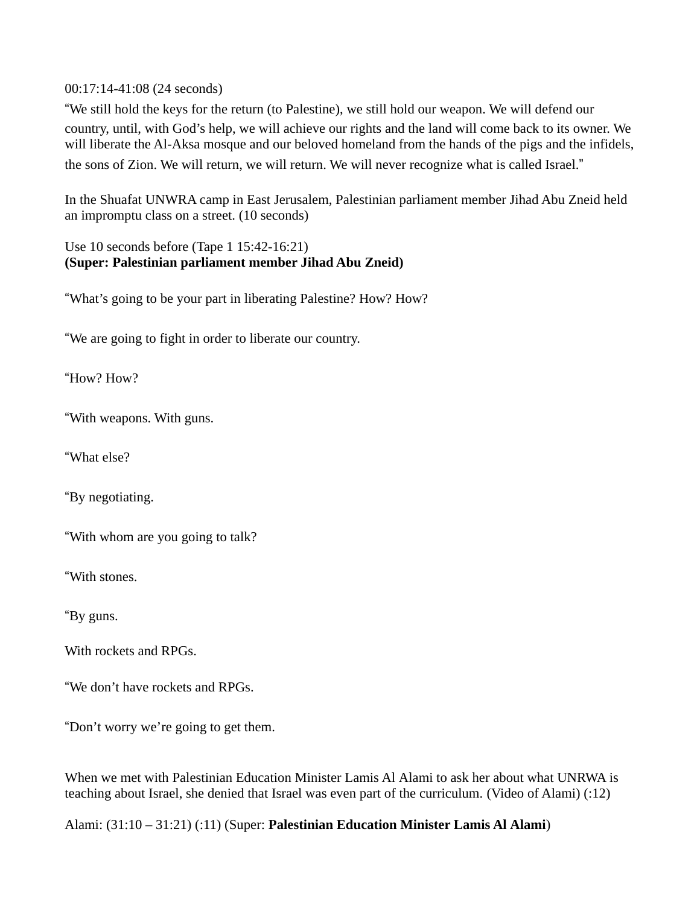00:17:14-41:08 (24 seconds)

“We still hold the keys for the return (to Palestine), we still hold our weapon. We will defend our country, until, with God’s help, we will achieve our rights and the land will come back to its owner. We will liberate the Al-Aksa mosque and our beloved homeland from the hands of the pigs and the infidels, the sons of Zion. We will return, we will return. We will never recognize what is called Israel.”

In the Shuafat UNWRA camp in East Jerusalem, Palestinian parliament member Jihad Abu Zneid held an impromptu class on a street. (10 seconds)

Use 10 seconds before (Tape 1 15:42-16:21)
**(Super: Palestinian parliament member Jihad Abu Zneid)**

“What’s going to be your part in liberating Palestine? How? How?

“We are going to fight in order to liberate our country.

“How? How?

“With weapons. With guns.

“What else?

“By negotiating.

“With whom are you going to talk?

“With stones.

“By guns.

With rockets and RPGs.

“We don’t have rockets and RPGs.

“Don’t worry we’re going to get them.

When we met with Palestinian Education Minister Lamis Al Alami to ask her about what UNRWA is teaching about Israel, she denied that Israel was even part of the curriculum. (Video of Alami) (:12)

Alami: (31:10 – 31:21) (:11) (Super: **Palestinian Education Minister Lamis Al Alami**)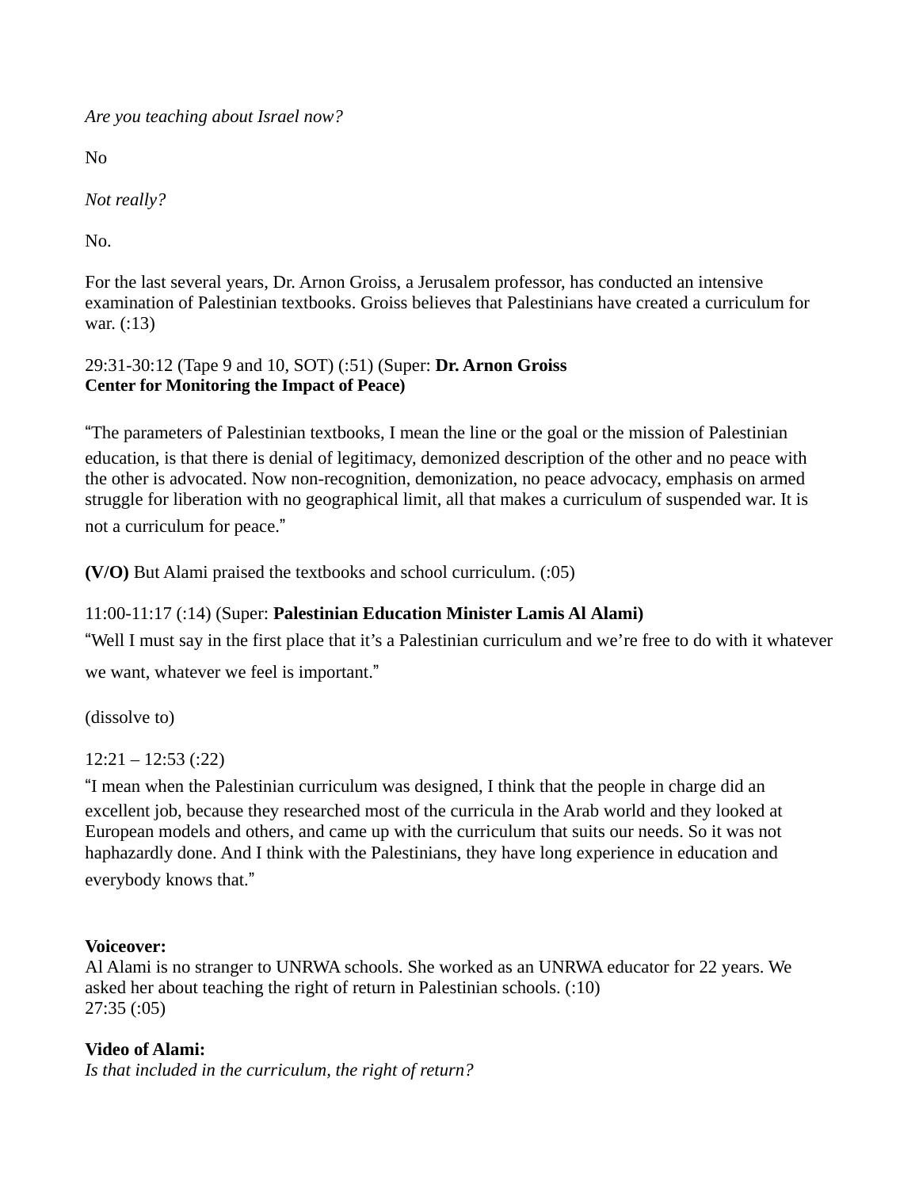*Are you teaching about Israel now?*

No

*Not really?*

No.

For the last several years, Dr. Arnon Groiss, a Jerusalem professor, has conducted an intensive examination of Palestinian textbooks. Groiss believes that Palestinians have created a curriculum for war. (:13)

29:31-30:12 (Tape 9 and 10, SOT) (:51) (Super: **Dr. Arnon Groiss**
**Center for Monitoring the Impact of Peace)**

"The parameters of Palestinian textbooks, I mean the line or the goal or the mission of Palestinian education, is that there is denial of legitimacy, demonized description of the other and no peace with the other is advocated. Now non-recognition, demonization, no peace advocacy, emphasis on armed struggle for liberation with no geographical limit, all that makes a curriculum of suspended war. It is not a curriculum for peace."

**(V/O)** But Alami praised the textbooks and school curriculum. (:05)

11:00-11:17 (:14) (Super: **Palestinian Education Minister Lamis Al Alami)**
"Well I must say in the first place that it's a Palestinian curriculum and we're free to do with it whatever we want, whatever we feel is important."

(dissolve to)

12:21 – 12:53 (:22)
"I mean when the Palestinian curriculum was designed, I think that the people in charge did an excellent job, because they researched most of the curricula in the Arab world and they looked at European models and others, and came up with the curriculum that suits our needs. So it was not haphazardly done. And I think with the Palestinians, they have long experience in education and everybody knows that."

**Voiceover:**
Al Alami is no stranger to UNRWA schools. She worked as an UNRWA educator for 22 years. We asked her about teaching the right of return in Palestinian schools. (:10)
27:35 (:05)

**Video of Alami:**
*Is that included in the curriculum, the right of return?*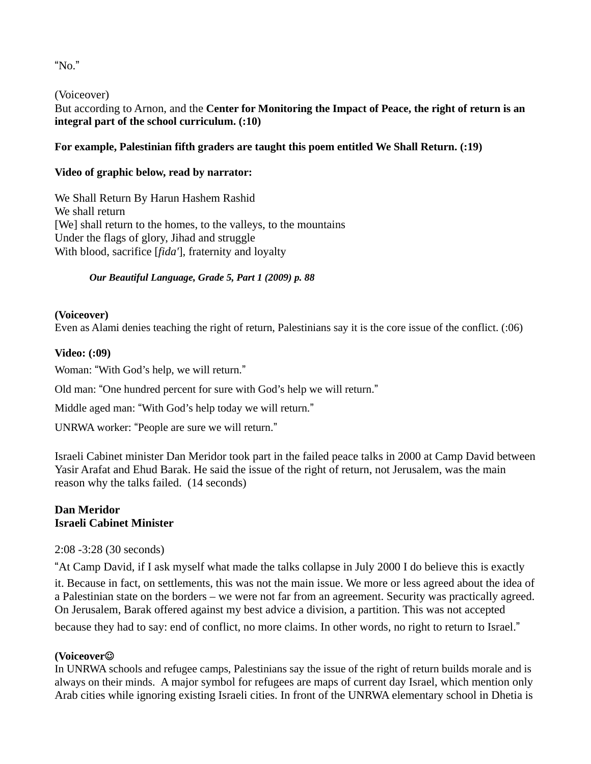"No."

(Voiceover)
But according to Arnon, and the **Center for Monitoring the Impact of Peace, the right of return is an integral part of the school curriculum. (:10)**

**For example, Palestinian fifth graders are taught this poem entitled We Shall Return. (:19)**

**Video of graphic below, read by narrator:**

We Shall Return By Harun Hashem Rashid
We shall return
[We] shall return to the homes, to the valleys, to the mountains
Under the flags of glory, Jihad and struggle
With blood, sacrifice [*fida'*], fraternity and loyalty

***Our Beautiful Language, Grade 5, Part 1 (2009) p. 88***

**(Voiceover)**
Even as Alami denies teaching the right of return, Palestinians say it is the core issue of the conflict. (:06)

**Video: (:09)**

Woman: "With God's help, we will return."

Old man: "One hundred percent for sure with God's help we will return."

Middle aged man: "With God's help today we will return."

UNRWA worker: "People are sure we will return."

Israeli Cabinet minister Dan Meridor took part in the failed peace talks in 2000 at Camp David between Yasir Arafat and Ehud Barak. He said the issue of the right of return, not Jerusalem, was the main reason why the talks failed. (14 seconds)

**Dan Meridor**
**Israeli Cabinet Minister**

2:08 -3:28 (30 seconds)

"At Camp David, if I ask myself what made the talks collapse in July 2000 I do believe this is exactly it. Because in fact, on settlements, this was not the main issue. We more or less agreed about the idea of a Palestinian state on the borders – we were not far from an agreement. Security was practically agreed. On Jerusalem, Barak offered against my best advice a division, a partition. This was not accepted because they had to say: end of conflict, no more claims. In other words, no right to return to Israel."

**(Voiceover☺**
In UNRWA schools and refugee camps, Palestinians say the issue of the right of return builds morale and is always on their minds. A major symbol for refugees are maps of current day Israel, which mention only Arab cities while ignoring existing Israeli cities. In front of the UNRWA elementary school in Dhetia is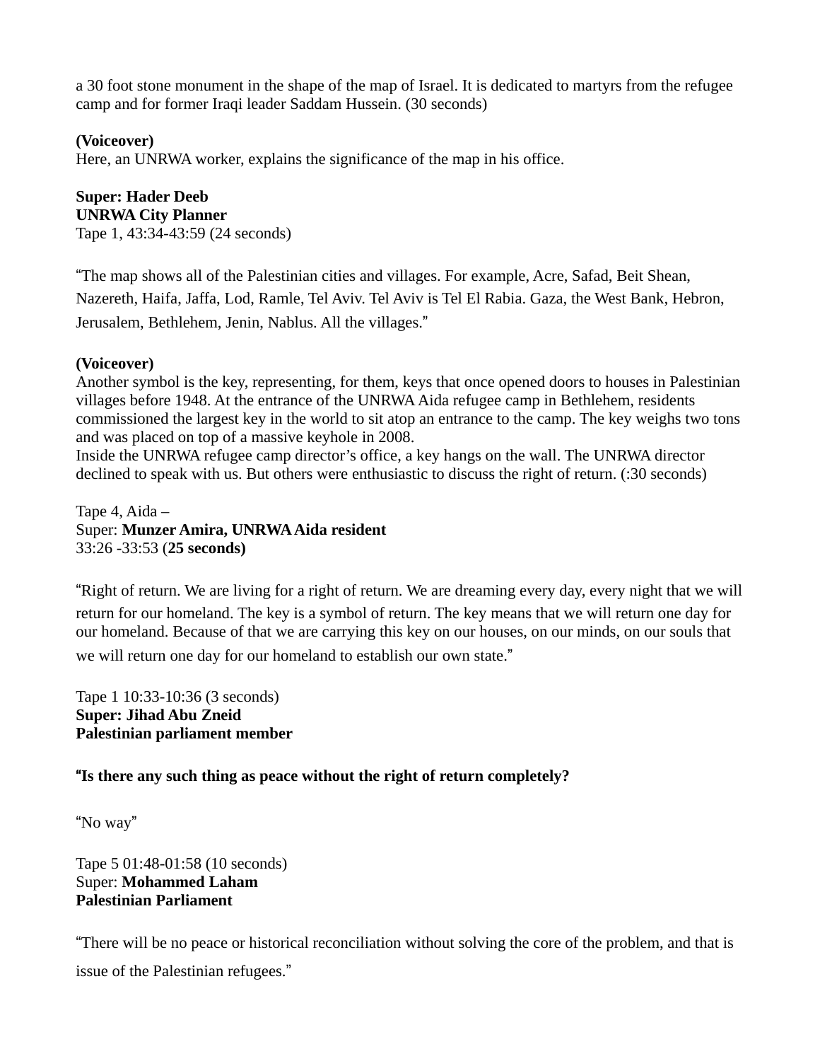a 30 foot stone monument in the shape of the map of Israel. It is dedicated to martyrs from the refugee camp and for former Iraqi leader Saddam Hussein. (30 seconds)

**(Voiceover)**
Here, an UNRWA worker, explains the significance of the map in his office.

**Super: Hader Deeb**
**UNRWA City Planner**
Tape 1, 43:34-43:59 (24 seconds)

"The map shows all of the Palestinian cities and villages. For example, Acre, Safad, Beit Shean, Nazereth, Haifa, Jaffa, Lod, Ramle, Tel Aviv. Tel Aviv is Tel El Rabia. Gaza, the West Bank, Hebron, Jerusalem, Bethlehem, Jenin, Nablus. All the villages."

**(Voiceover)**
Another symbol is the key, representing, for them, keys that once opened doors to houses in Palestinian villages before 1948. At the entrance of the UNRWA Aida refugee camp in Bethlehem, residents commissioned the largest key in the world to sit atop an entrance to the camp. The key weighs two tons and was placed on top of a massive keyhole in 2008.
Inside the UNRWA refugee camp director's office, a key hangs on the wall. The UNRWA director declined to speak with us. But others were enthusiastic to discuss the right of return. (:30 seconds)

Tape 4, Aida –
Super: **Munzer Amira, UNRWA Aida resident**
33:26 -33:53 (**25 seconds)**

"Right of return. We are living for a right of return. We are dreaming every day, every night that we will return for our homeland. The key is a symbol of return. The key means that we will return one day for our homeland. Because of that we are carrying this key on our houses, on our minds, on our souls that we will return one day for our homeland to establish our own state."

Tape 1 10:33-10:36 (3 seconds)
**Super: Jihad Abu Zneid**
**Palestinian parliament member**

**"Is there any such thing as peace without the right of return completely?**

"No way"

Tape 5 01:48-01:58 (10 seconds)
Super: **Mohammed Laham**
**Palestinian Parliament**

"There will be no peace or historical reconciliation without solving the core of the problem, and that is issue of the Palestinian refugees."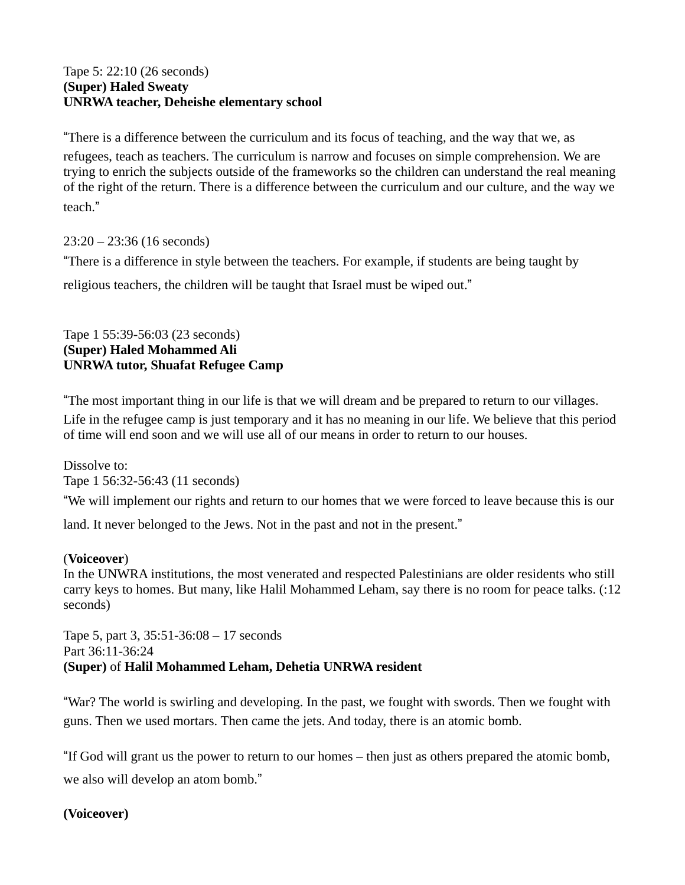Tape 5: 22:10 (26 seconds)
**(Super) Haled Sweaty**
**UNRWA teacher, Deheishe elementary school**

"There is a difference between the curriculum and its focus of teaching, and the way that we, as refugees, teach as teachers. The curriculum is narrow and focuses on simple comprehension. We are trying to enrich the subjects outside of the frameworks so the children can understand the real meaning of the right of the return. There is a difference between the curriculum and our culture, and the way we teach."

23:20 – 23:36 (16 seconds)
"There is a difference in style between the teachers. For example, if students are being taught by religious teachers, the children will be taught that Israel must be wiped out."

Tape 1 55:39-56:03 (23 seconds)
**(Super) Haled Mohammed Ali**
**UNRWA tutor, Shuafat Refugee Camp**

"The most important thing in our life is that we will dream and be prepared to return to our villages. Life in the refugee camp is just temporary and it has no meaning in our life. We believe that this period of time will end soon and we will use all of our means in order to return to our houses.

Dissolve to:
Tape 1 56:32-56:43 (11 seconds)
"We will implement our rights and return to our homes that we were forced to leave because this is our land. It never belonged to the Jews. Not in the past and not in the present."

(**Voiceover**)
In the UNWRA institutions, the most venerated and respected Palestinians are older residents who still carry keys to homes. But many, like Halil Mohammed Leham, say there is no room for peace talks. (:12 seconds)

Tape 5, part 3, 35:51-36:08 – 17 seconds
Part 36:11-36:24
**(Super)** of **Halil Mohammed Leham, Dehetia UNRWA resident**

"War? The world is swirling and developing. In the past, we fought with swords. Then we fought with guns. Then we used mortars. Then came the jets. And today, there is an atomic bomb.

"If God will grant us the power to return to our homes – then just as others prepared the atomic bomb, we also will develop an atom bomb."

**(Voiceover)**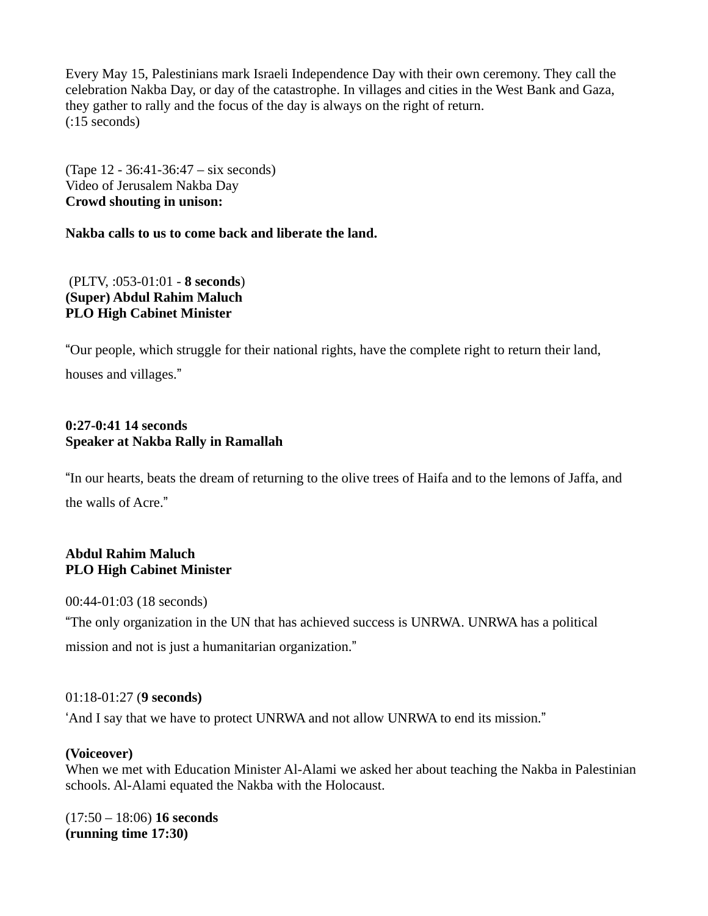Every May 15, Palestinians mark Israeli Independence Day with their own ceremony. They call the celebration Nakba Day, or day of the catastrophe. In villages and cities in the West Bank and Gaza, they gather to rally and the focus of the day is always on the right of return.
(:15 seconds)

(Tape 12 - 36:41-36:47 – six seconds)
Video of Jerusalem Nakba Day
**Crowd shouting in unison:**

**Nakba calls to us to come back and liberate the land.**

(PLTV, :053-01:01 - **8 seconds**)
**(Super) Abdul Rahim Maluch**
**PLO High Cabinet Minister**

"Our people, which struggle for their national rights, have the complete right to return their land, houses and villages."

**0:27-0:41 14 seconds**
**Speaker at Nakba Rally in Ramallah**

"In our hearts, beats the dream of returning to the olive trees of Haifa and to the lemons of Jaffa, and the walls of Acre."

**Abdul Rahim Maluch**
**PLO High Cabinet Minister**

00:44-01:03 (18 seconds)
"The only organization in the UN that has achieved success is UNRWA. UNRWA has a political mission and not is just a humanitarian organization."

01:18-01:27 (**9 seconds)**
'And I say that we have to protect UNRWA and not allow UNRWA to end its mission."

**(Voiceover)**
When we met with Education Minister Al-Alami we asked her about teaching the Nakba in Palestinian schools. Al-Alami equated the Nakba with the Holocaust.

(17:50 – 18:06) **16 seconds**
**(running time 17:30)**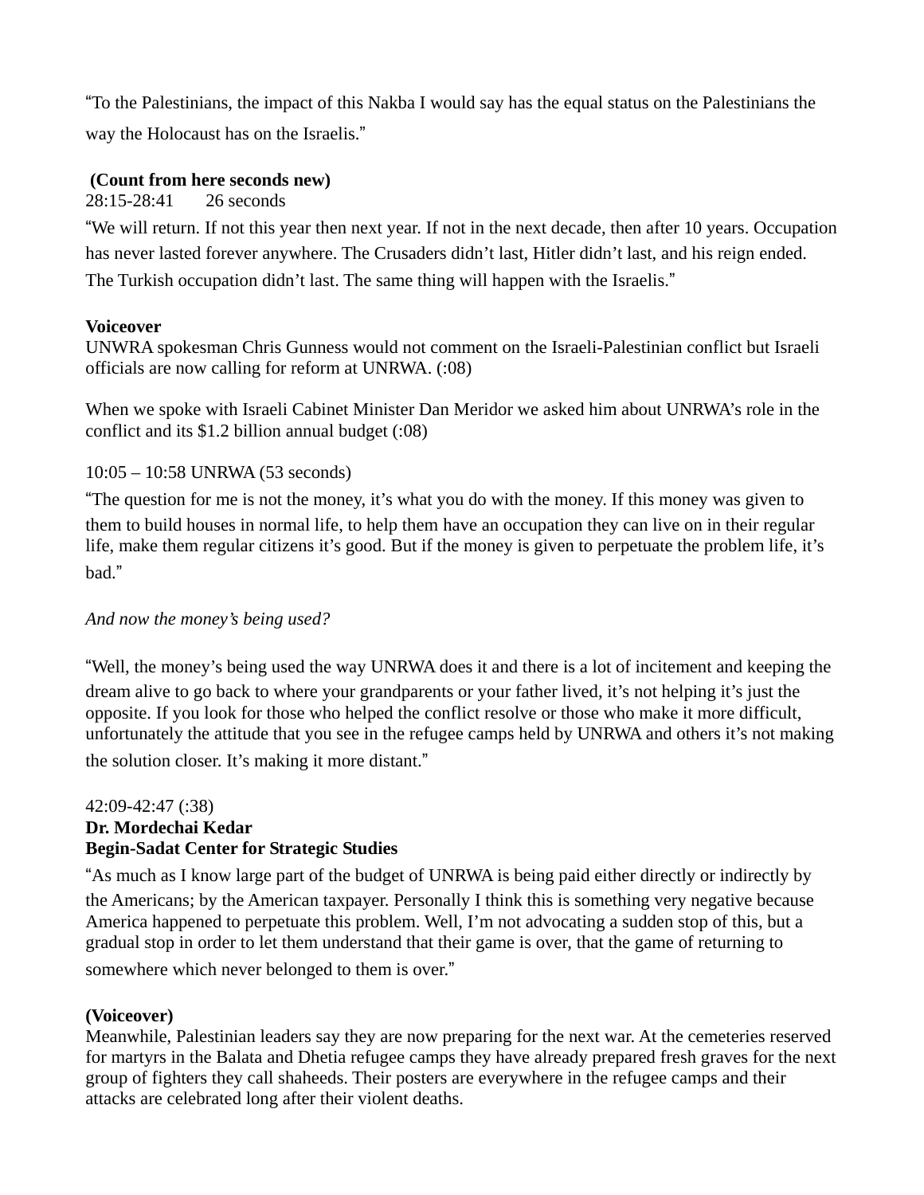"To the Palestinians, the impact of this Nakba I would say has the equal status on the Palestinians the way the Holocaust has on the Israelis."

**(Count from here seconds new)**
28:15-28:41 26 seconds

"We will return. If not this year then next year. If not in the next decade, then after 10 years. Occupation has never lasted forever anywhere. The Crusaders didn't last, Hitler didn't last, and his reign ended. The Turkish occupation didn't last. The same thing will happen with the Israelis."

**Voiceover**
UNWRA spokesman Chris Gunness would not comment on the Israeli-Palestinian conflict but Israeli officials are now calling for reform at UNRWA. (:08)

When we spoke with Israeli Cabinet Minister Dan Meridor we asked him about UNRWA's role in the conflict and its $1.2 billion annual budget (:08)

10:05 – 10:58 UNRWA (53 seconds)

"The question for me is not the money, it's what you do with the money. If this money was given to them to build houses in normal life, to help them have an occupation they can live on in their regular life, make them regular citizens it's good. But if the money is given to perpetuate the problem life, it's bad."

*And now the money's being used?*

"Well, the money's being used the way UNRWA does it and there is a lot of incitement and keeping the dream alive to go back to where your grandparents or your father lived, it's not helping it's just the opposite. If you look for those who helped the conflict resolve or those who make it more difficult, unfortunately the attitude that you see in the refugee camps held by UNRWA and others it's not making the solution closer. It's making it more distant."

42:09-42:47 (:38)
**Dr. Mordechai Kedar**
**Begin-Sadat Center for Strategic Studies**

"As much as I know large part of the budget of UNRWA is being paid either directly or indirectly by the Americans; by the American taxpayer. Personally I think this is something very negative because America happened to perpetuate this problem. Well, I'm not advocating a sudden stop of this, but a gradual stop in order to let them understand that their game is over, that the game of returning to somewhere which never belonged to them is over."

**(Voiceover)**
Meanwhile, Palestinian leaders say they are now preparing for the next war. At the cemeteries reserved for martyrs in the Balata and Dhetia refugee camps they have already prepared fresh graves for the next group of fighters they call shaheeds. Their posters are everywhere in the refugee camps and their attacks are celebrated long after their violent deaths.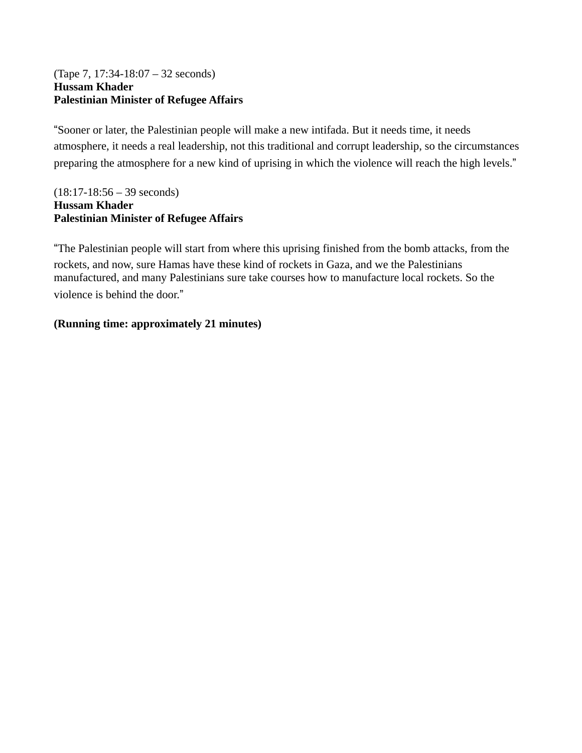(Tape 7, 17:34-18:07 – 32 seconds)
**Hussam Khader**
**Palestinian Minister of Refugee Affairs**

"Sooner or later, the Palestinian people will make a new intifada. But it needs time, it needs atmosphere, it needs a real leadership, not this traditional and corrupt leadership, so the circumstances preparing the atmosphere for a new kind of uprising in which the violence will reach the high levels."

(18:17-18:56 – 39 seconds)
**Hussam Khader**
**Palestinian Minister of Refugee Affairs**

"The Palestinian people will start from where this uprising finished from the bomb attacks, from the rockets, and now, sure Hamas have these kind of rockets in Gaza, and we the Palestinians manufactured, and many Palestinians sure take courses how to manufacture local rockets. So the violence is behind the door."

**(Running time: approximately 21 minutes)**